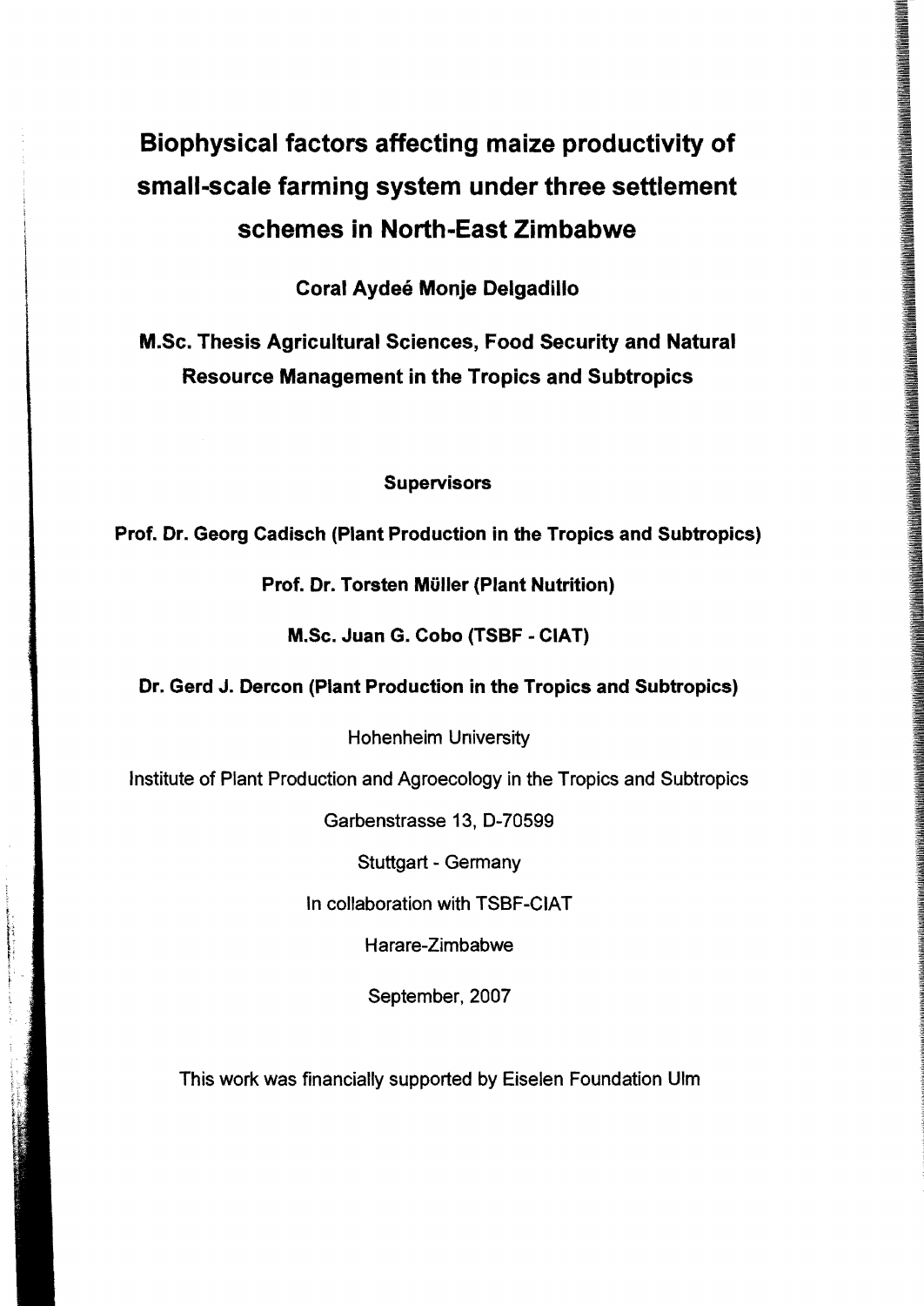# Biophysical factors affecting maize productivity of small-scale farming system under three settlement schemes in North-East Zimbabwe

**Coral Aydeé Monje Delgadillo**

**M.Sc. Thesis Agricultural Sciences, Food Security and Natural Resource Management in the Tropics and Subtropics**

**Supervisors**

**Prof. Dr. Georg Cadisch (Plant Production in the Tropics and Subtropics)**

**Prof. Dr. Torsten Müller (Plant Nutrition)**

**M.Sc. Juan G. Cobo (TSBF - CIAT)**

**Dr. Gerd J. Dercon (Plant Production in the Tropics and Subtropics)**

Hohenheim University

Institute of Plant Production and Agroecology in the Tropics and Subtropics

Garbenstrasse 13, D-70599

Stuttgart - Germany

In collaboration with TSBF-CIAT

Harare-Zimbabwe

September, 2007

This work was financially supported by Eiselen Foundation Ulm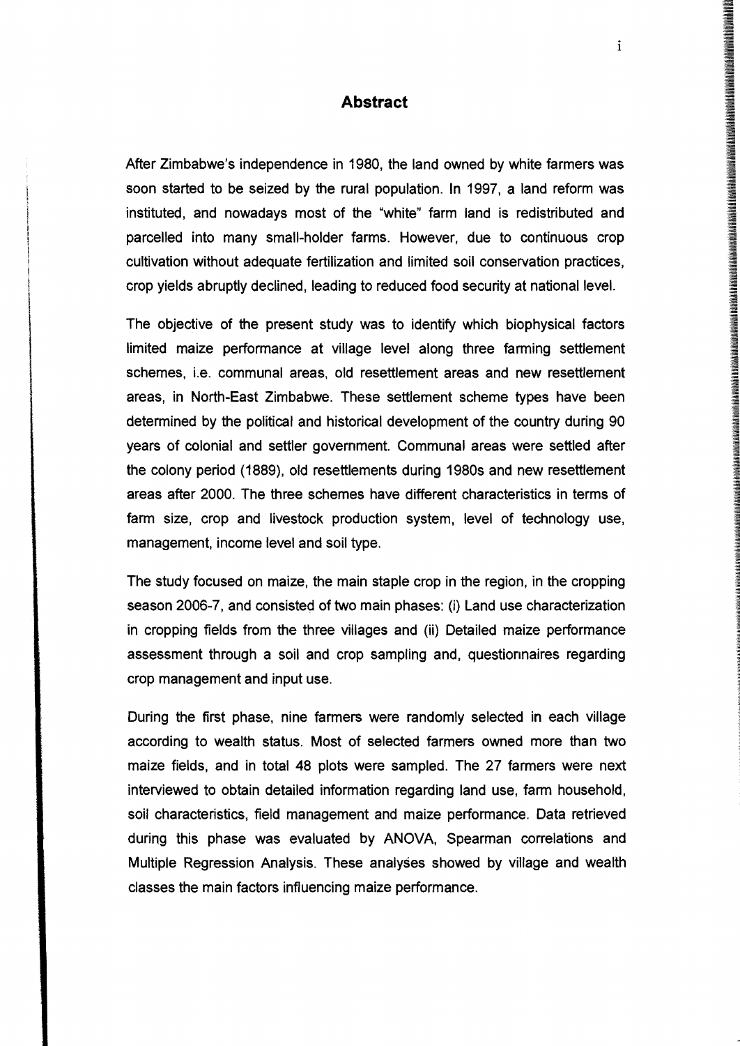## Abstract

After Zimbabwe's independence in 1980, the land owned by white farmers was soon started to be seized by the rural population. In 1997, a land reform was instituted, and nowadays most of the "white" farm land is redistributed and parcelled into many small-holder farms. However, due to continuous crop cultivation without adequate fertilization and limited soil conservation practices, crop yields abruptly declined, leading to reduced food security at national level.

The objective of the present study was to identify which biophysical factors limited maize performance at village level along three farming settlement schemes, i.e. communal areas, old resettlement areas and new resettlement areas, in North-East Zimbabwe. These settlement scheme types have been determined by the political and historical development of the country during 90 years of colonial and settler government. Communal areas were settled after the colony period (1889), old resettlements during 1980s and new resettlement areas after 2000. The three schemes have different characteristics in terms of farm size, crop and livestock production system, level of technology use, management, income level and soil type.

The study focused on maize, the main staple crop in the region, in the cropping season 2006-7, and consisted of two main phases: (i) Land use characterization in cropping fields from the three villages and (ii) Detailed maize performance assessment through a soil and crop sampling and, questionnaires regarding crop management and input use.

During the first phase, nine farmers were randomly selected in each village according to wealth status. Most of selected farmers owned more than two maize fields, and in total 48 plots were sampled. The 27 farmers were next interviewed to obtain detailed information regarding land use, farm household, soil characteristics, field management and maize performance. Data retrieved during this phase was evaluated by ANOVA, Spearman correlations and Multiple Regression Analysis. These analyses showed by village and wealth classes the main factors influencing maize performance.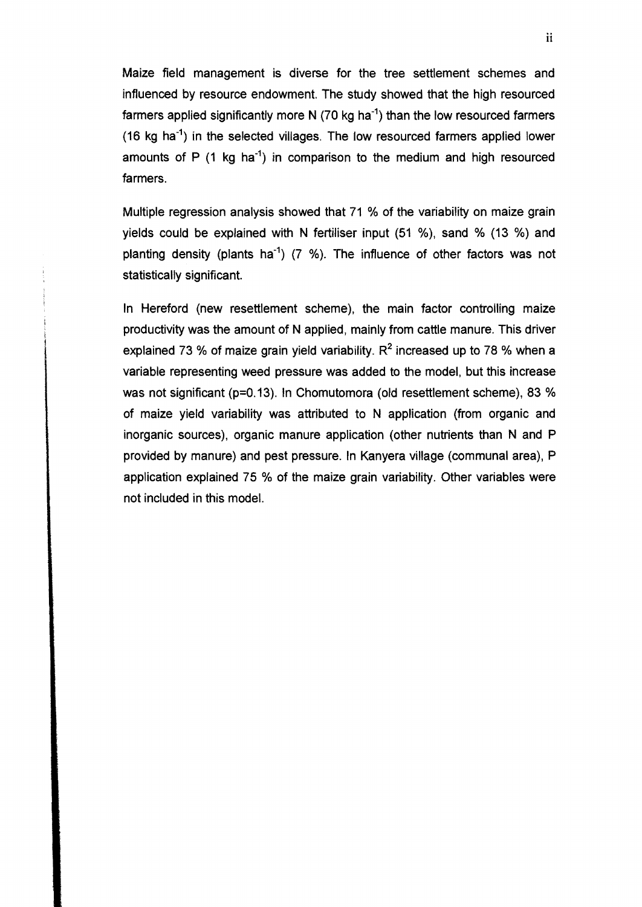Maize field management is diverse for the tree settlement schemes and influenced by resource endowment. The study showed that the high resourced farmers applied significantly more N (70 kg $ha^{-1}$) than the low resourced farmers (16 kg $ha^{-1}$) in the selected villages. The low resourced farmers applied lower amounts of P (1 kg $ha^{-1}$) in comparison to the medium and high resourced farmers.

Multiple regression analysis showed that 71 % of the variability on maize grain yields could be explained with N fertiliser input (51 %), sand % (13 %) and planting density (plants $ha^{-1}$) (7 %). The influence of other factors was not statistically significant.

In Hereford (new resettlement scheme), the main factor controlling maize productivity was the amount of N applied, mainly from cattle manure. This driver explained 73 % of maize grain yield variability. $R^2$ increased up to 78 % when a variable representing weed pressure was added to the model, but this increase was not significant ($p=0.13$). In Chomutomora (old resettlement scheme), 83 % of maize yield variability was attributed to N application (from organic and inorganic sources), organic manure application (other nutrients than N and P provided by manure) and pest pressure. In Kanyera village (communal area), P application explained 75 % of the maize grain variability. Other variables were not included in this model.